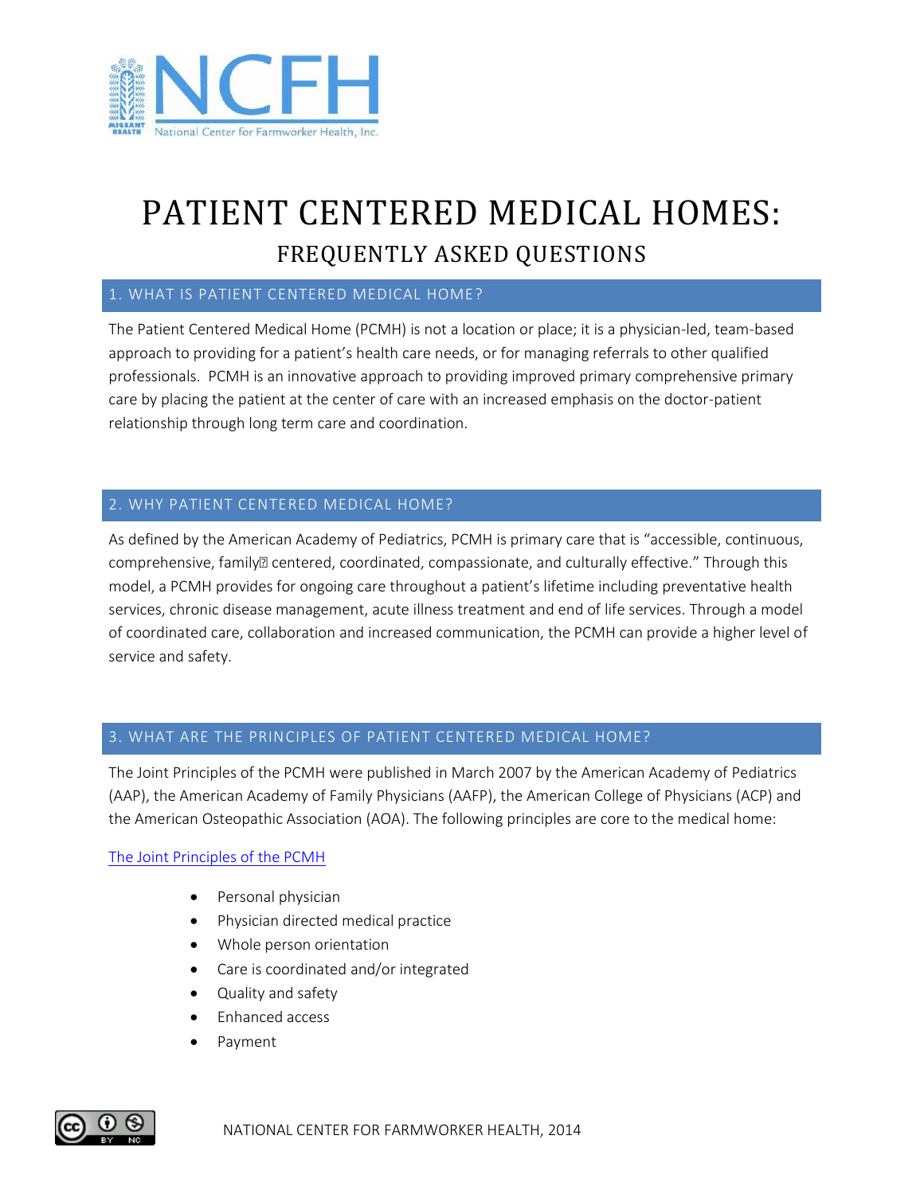NCFH

National Center for Farmworker Health, Inc.

# PATIENT CENTERED MEDICAL HOMES:

## FREQUENTLY ASKED QUESTIONS

### 1. WHAT IS PATIENT CENTERED MEDICAL HOME?

The Patient Centered Medical Home (PCMH) is not a location or place; it is a physician-led, team-based approach to providing for a patient's health care needs, or for managing referrals to other qualified professionals. PCMH is an innovative approach to providing improved primary comprehensive primary care by placing the patient at the center of care with an increased emphasis on the doctor-patient relationship through long term care and coordination.

### 2. WHY PATIENT CENTERED MEDICAL HOME?

As defined by the American Academy of Pediatrics, PCMH is primary care that is "accessible, continuous, comprehensive, family centered, coordinated, compassionate, and culturally effective." Through this model, a PCMH provides for ongoing care throughout a patient's lifetime including preventative health services, chronic disease management, acute illness treatment and end of life services. Through a model of coordinated care, collaboration and increased communication, the PCMH can provide a higher level of service and safety.

### 3. WHAT ARE THE PRINCIPLES OF PATIENT CENTERED MEDICAL HOME?

The Joint Principles of the PCMH were published in March 2007 by the American Academy of Pediatrics (AAP), the American Academy of Family Physicians (AAFP), the American College of Physicians (ACP) and the American Osteopathic Association (AOA). The following principles are core to the medical home:

The Joint Principles of the PCMH

- Personal physician
- Physician directed medical practice
- Whole person orientation
- Care is coordinated and/or integrated
- Quality and safety
- Enhanced access
- Payment

NATIONAL CENTER FOR FARMWORKER HEALTH, 2014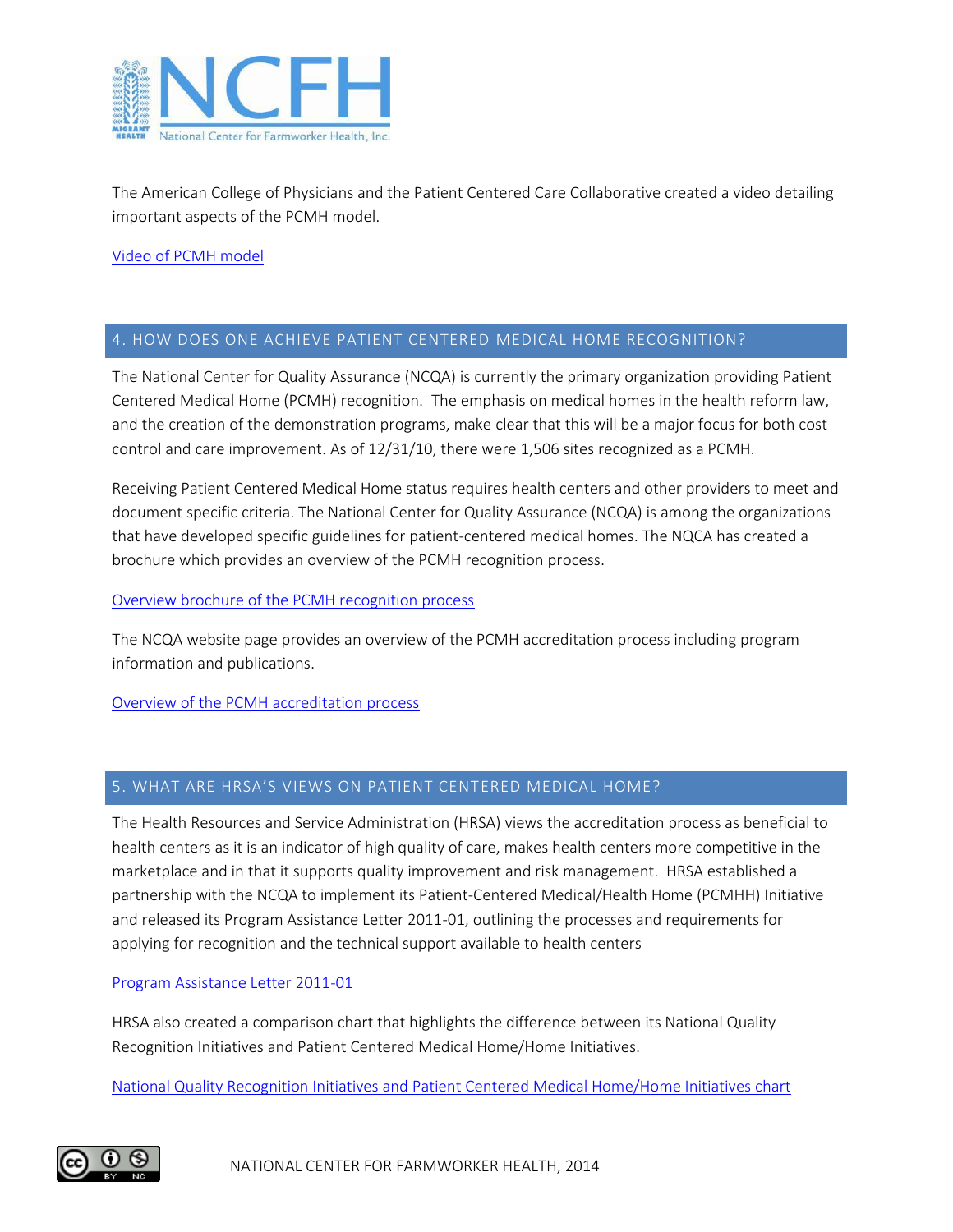The American College of Physicians and the Patient Centered Care Collaborative created a video detailing important aspects of the PCMH model.

Video of PCMH model

## 4. HOW DOES ONE ACHIEVE PATIENT CENTERED MEDICAL HOME RECOGNITION?

The National Center for Quality Assurance (NCQA) is currently the primary organization providing Patient Centered Medical Home (PCMH) recognition. The emphasis on medical homes in the health reform law, and the creation of the demonstration programs, make clear that this will be a major focus for both cost control and care improvement. As of 12/31/10, there were 1,506 sites recognized as a PCMH.

Receiving Patient Centered Medical Home status requires health centers and other providers to meet and document specific criteria. The National Center for Quality Assurance (NCQA) is among the organizations that have developed specific guidelines for patient-centered medical homes. The NQCA has created a brochure which provides an overview of the PCMH recognition process.

Overview brochure of the PCMH recognition process

The NCQA website page provides an overview of the PCMH accreditation process including program information and publications.

Overview of the PCMH accreditation process

## 5. WHAT ARE HRSA'S VIEWS ON PATIENT CENTERED MEDICAL HOME?

The Health Resources and Service Administration (HRSA) views the accreditation process as beneficial to health centers as it is an indicator of high quality of care, makes health centers more competitive in the marketplace and in that it supports quality improvement and risk management. HRSA established a partnership with the NCQA to implement its Patient-Centered Medical/Health Home (PCMHH) Initiative and released its Program Assistance Letter 2011-01, outlining the processes and requirements for applying for recognition and the technical support available to health centers

Program Assistance Letter 2011-01

HRSA also created a comparison chart that highlights the difference between its National Quality Recognition Initiatives and Patient Centered Medical Home/Home Initiatives.

National Quality Recognition Initiatives and Patient Centered Medical Home/Home Initiatives chart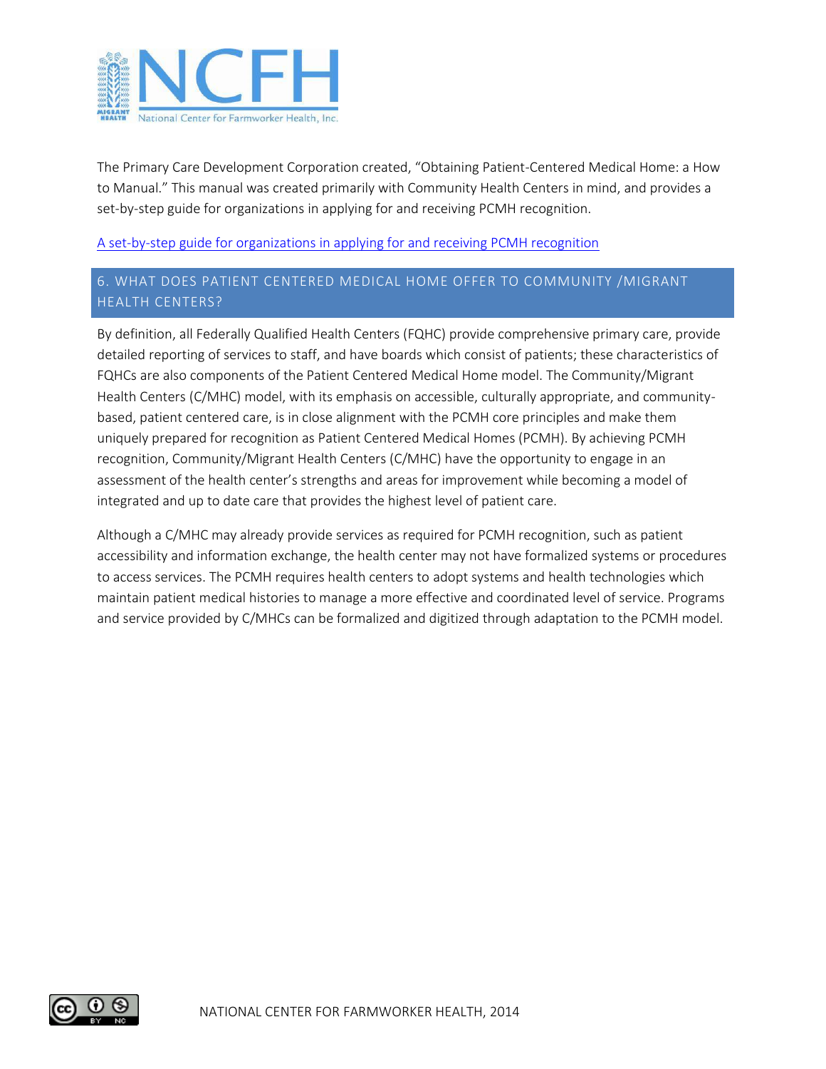The Primary Care Development Corporation created, "Obtaining Patient-Centered Medical Home: a How to Manual." This manual was created primarily with Community Health Centers in mind, and provides a set-by-step guide for organizations in applying for and receiving PCMH recognition.

A set-by-step guide for organizations in applying for and receiving PCMH recognition

## 6. WHAT DOES PATIENT CENTERED MEDICAL HOME OFFER TO COMMUNITY /MIGRANT HEALTH CENTERS?

By definition, all Federally Qualified Health Centers (FQHC) provide comprehensive primary care, provide detailed reporting of services to staff, and have boards which consist of patients; these characteristics of FQHCs are also components of the Patient Centered Medical Home model. The Community/Migrant Health Centers (C/MHC) model, with its emphasis on accessible, culturally appropriate, and community-based, patient centered care, is in close alignment with the PCMH core principles and make them uniquely prepared for recognition as Patient Centered Medical Homes (PCMH). By achieving PCMH recognition, Community/Migrant Health Centers (C/MHC) have the opportunity to engage in an assessment of the health center's strengths and areas for improvement while becoming a model of integrated and up to date care that provides the highest level of patient care.

Although a C/MHC may already provide services as required for PCMH recognition, such as patient accessibility and information exchange, the health center may not have formalized systems or procedures to access services. The PCMH requires health centers to adopt systems and health technologies which maintain patient medical histories to manage a more effective and coordinated level of service. Programs and service provided by C/MHCs can be formalized and digitized through adaptation to the PCMH model.